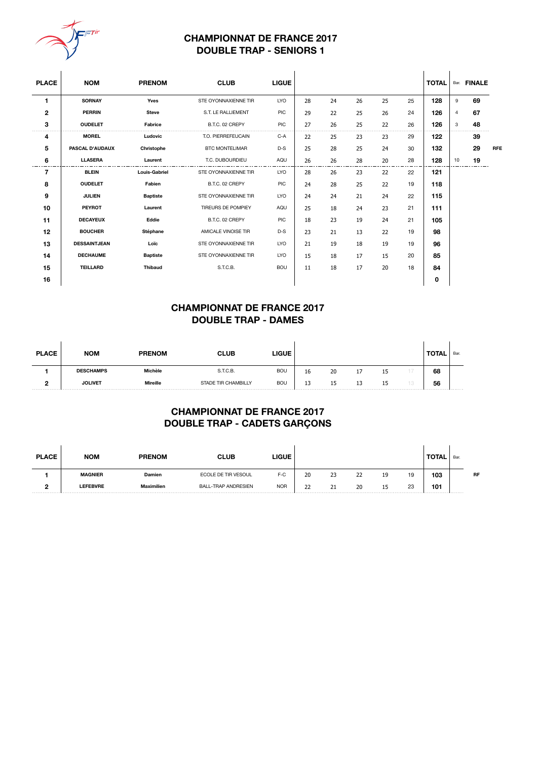# CHAMPIONNAT DE FRANCE 2017
## DOUBLE TRAP - SENIORS 1

| PLACE | NOM | PRENOM | CLUB | LIGUE | | | | | | TOTAL | Bar. | FINALE | |
|---|---|---|---|---|---|---|---|---|---|---|---|---|---|
| 1 | SORNAY | Yves | STE OYONNAXIENNE TIR | LYO | 28 | 24 | 26 | 25 | 25 | 128 | 9 | 69 | |
| 2 | PERRIN | Steve | S.T. LE RALLIEMENT | PIC | 29 | 22 | 25 | 26 | 24 | 126 | 4 | 67 | |
| 3 | OUDELET | Fabrice | B.T.C. 02 CREPY | PIC | 27 | 26 | 25 | 22 | 26 | 126 | 3 | 48 | |
| 4 | MOREL | Ludovic | T.O. PIERREFEUCAIN | C-A | 22 | 25 | 23 | 23 | 29 | 122 | | 39 | |
| 5 | PASCAL D'AUDAUX | Christophe | BTC MONTELIMAR | D-S | 25 | 28 | 25 | 24 | 30 | 132 | | 29 | RFE |
| 6 | LLASERA | Laurent | T.C. DUBOURDIEU | AQU | 26 | 26 | 28 | 20 | 28 | 128 | 10 | 19 | |
| 7 | BLEIN | Louis-Gabriel | STE OYONNAXIENNE TIR | LYO | 28 | 26 | 23 | 22 | 22 | 121 | | | |
| 8 | OUDELET | Fabien | B.T.C. 02 CREPY | PIC | 24 | 28 | 25 | 22 | 19 | 118 | | | |
| 9 | JULIEN | Baptiste | STE OYONNAXIENNE TIR | LYO | 24 | 24 | 21 | 24 | 22 | 115 | | | |
| 10 | PEYROT | Laurent | TIREURS DE POMPIEY | AQU | 25 | 18 | 24 | 23 | 21 | 111 | | | |
| 11 | DECAYEUX | Eddie | B.T.C. 02 CREPY | PIC | 18 | 23 | 19 | 24 | 21 | 105 | | | |
| 12 | BOUCHER | Stéphane | AMICALE VINOISE TIR | D-S | 23 | 21 | 13 | 22 | 19 | 98 | | | |
| 13 | DESSAINTJEAN | Loïc | STE OYONNAXIENNE TIR | LYO | 21 | 19 | 18 | 19 | 19 | 96 | | | |
| 14 | DECHAUME | Baptiste | STE OYONNAXIENNE TIR | LYO | 15 | 18 | 17 | 15 | 20 | 85 | | | |
| 15 | TEILLARD | Thibaud | S.T.C.B. | BOU | 11 | 18 | 17 | 20 | 18 | 84 | | | |
| 16 | | | | | | | | | | 0 | | | |

# CHAMPIONNAT DE FRANCE 2017
## DOUBLE TRAP - DAMES

| PLACE | NOM | PRENOM | CLUB | LIGUE | | | | | | TOTAL | Bar. |
|---|---|---|---|---|---|---|---|---|---|---|---|
| 1 | DESCHAMPS | Michèle | S.T.C.B. | BOU | 16 | 20 | 17 | 15 | 17 | 68 | |
| 2 | JOLIVET | Mireille | STADE TIR CHAMBILLY | BOU | 13 | 15 | 13 | 15 | 13 | 56 | |

# CHAMPIONNAT DE FRANCE 2017
## DOUBLE TRAP - CADETS GARÇONS

| PLACE | NOM | PRENOM | CLUB | LIGUE | | | | | | TOTAL | Bar. | |
|---|---|---|---|---|---|---|---|---|---|---|---|---|
| 1 | MAGNIER | Damien | ECOLE DE TIR VESOUL | F-C | 20 | 23 | 22 | 19 | 19 | 103 | | RF |
| 2 | LEFEBVRE | Maximilien | BALL-TRAP ANDRESIEN | NOR | 22 | 21 | 20 | 15 | 23 | 101 | | |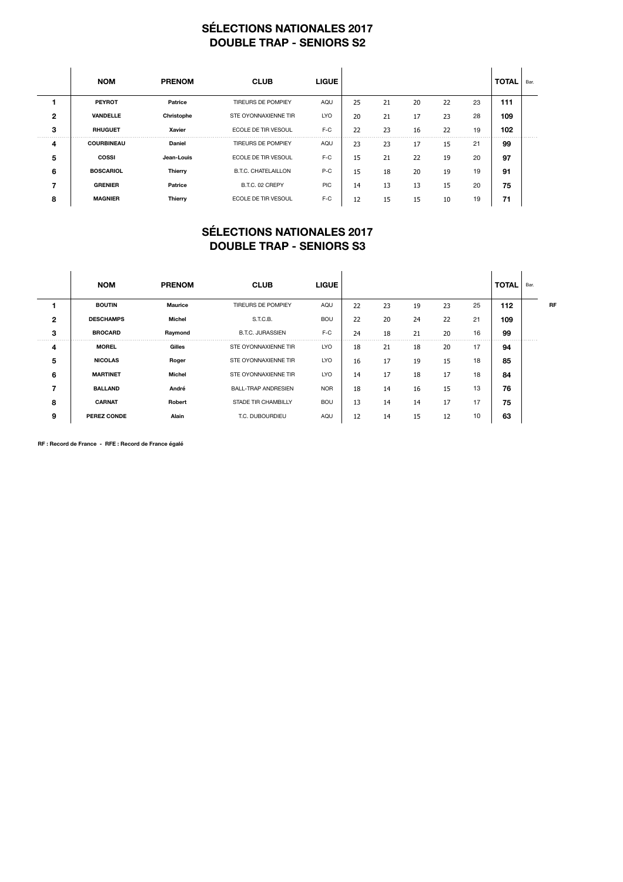# SÉLECTIONS NATIONALES 2017
## DOUBLE TRAP - SENIORS S2

| | NOM | PRENOM | CLUB | LIGUE | | | | | | TOTAL | Bar. |
|---|---|---|---|---|---|---|---|---|---|---|---|
| 1 | PEYROT | Patrice | TIREURS DE POMPIEY | AQU | 25 | 21 | 20 | 22 | 23 | 111 | |
| 2 | VANDELLE | Christophe | STE OYONNAXIENNE TIR | LYO | 20 | 21 | 17 | 23 | 28 | 109 | |
| 3 | RHUGUET | Xavier | ECOLE DE TIR VESOUL | F-C | 22 | 23 | 16 | 22 | 19 | 102 | |
| 4 | COURBINEAU | Daniel | TIREURS DE POMPIEY | AQU | 23 | 23 | 17 | 15 | 21 | 99 | |
| 5 | COSSI | Jean-Louis | ECOLE DE TIR VESOUL | F-C | 15 | 21 | 22 | 19 | 20 | 97 | |
| 6 | BOSCARIOL | Thierry | B.T.C. CHATELAILLON | P-C | 15 | 18 | 20 | 19 | 19 | 91 | |
| 7 | GRENIER | Patrice | B.T.C. 02 CREPY | PIC | 14 | 13 | 13 | 15 | 20 | 75 | |
| 8 | MAGNIER | Thierry | ECOLE DE TIR VESOUL | F-C | 12 | 15 | 15 | 10 | 19 | 71 | |

# SÉLECTIONS NATIONALES 2017
## DOUBLE TRAP - SENIORS S3

| | NOM | PRENOM | CLUB | LIGUE | | | | | | TOTAL | Bar. | |
|---|---|---|---|---|---|---|---|---|---|---|---|---|
| 1 | BOUTIN | Maurice | TIREURS DE POMPIEY | AQU | 22 | 23 | 19 | 23 | 25 | 112 | | RF |
| 2 | DESCHAMPS | Michel | S.T.C.B. | BOU | 22 | 20 | 24 | 22 | 21 | 109 | | |
| 3 | BROCARD | Raymond | B.T.C. JURASSIEN | F-C | 24 | 18 | 21 | 20 | 16 | 99 | | |
| 4 | MOREL | Gilles | STE OYONNAXIENNE TIR | LYO | 18 | 21 | 18 | 20 | 17 | 94 | | |
| 5 | NICOLAS | Roger | STE OYONNAXIENNE TIR | LYO | 16 | 17 | 19 | 15 | 18 | 85 | | |
| 6 | MARTINET | Michel | STE OYONNAXIENNE TIR | LYO | 14 | 17 | 18 | 17 | 18 | 84 | | |
| 7 | BALLAND | André | BALL-TRAP ANDRESIEN | NOR | 18 | 14 | 16 | 15 | 13 | 76 | | |
| 8 | CARNAT | Robert | STADE TIR CHAMBILLY | BOU | 13 | 14 | 14 | 17 | 17 | 75 | | |
| 9 | PEREZ CONDE | Alain | T.C. DUBOURDIEU | AQU | 12 | 14 | 15 | 12 | 10 | 63 | | |

**RF : Record de France - RFE : Record de France égalé**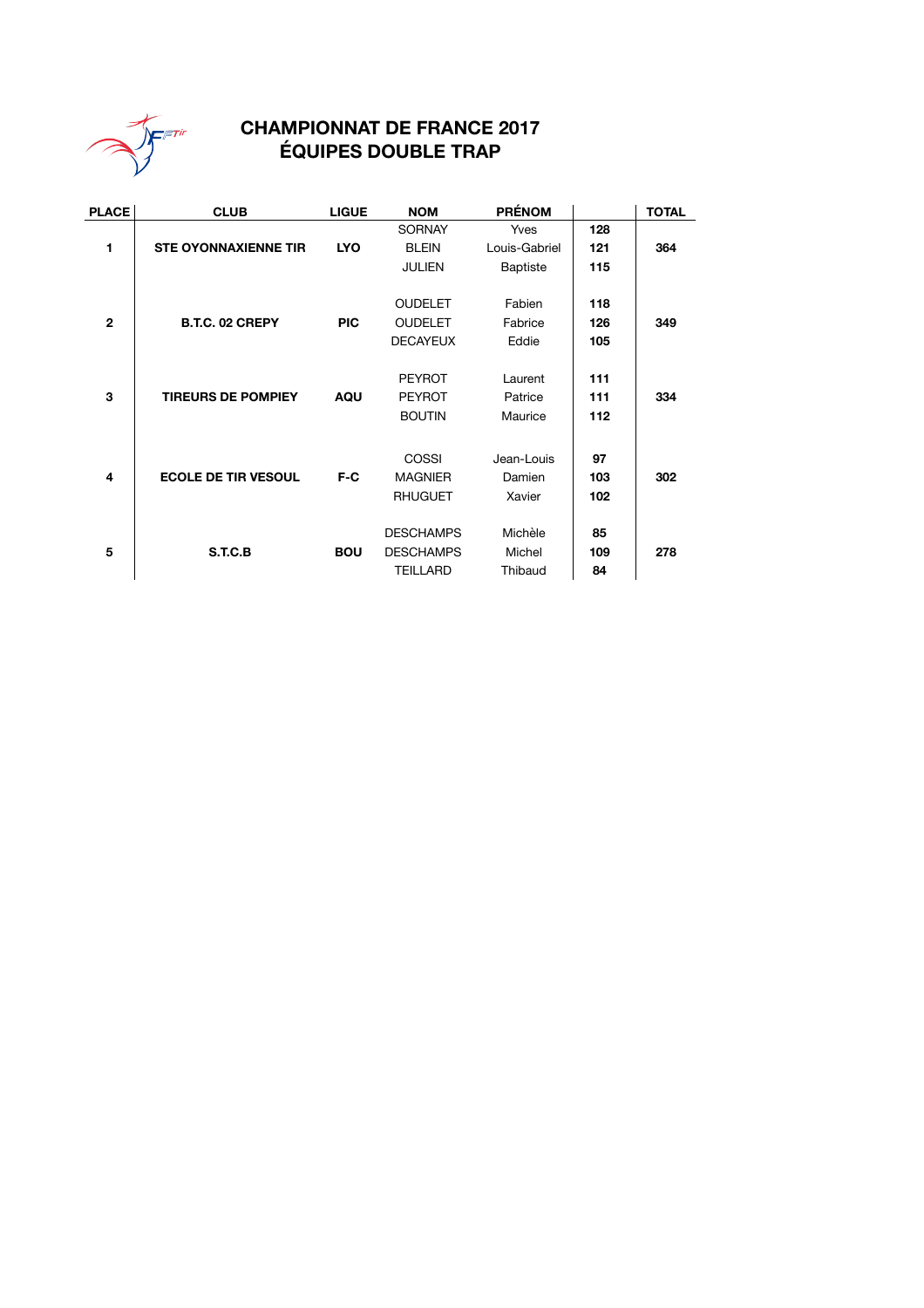# CHAMPIONNAT DE FRANCE 2017
# ÉQUIPES DOUBLE TRAP

| PLACE | CLUB | LIGUE | NOM | PRÉNOM | | TOTAL |
|---|---|---|---|---|---|---|
| | | | SORNAY | Yves | **128** | |
| **1** | **STE OYONNAXIENNE TIR** | **LYO** | BLEIN | Louis-Gabriel | **121** | **364** |
| | | | JULIEN | Baptiste | **115** | |
| | | | OUDELET | Fabien | **118** | |
| **2** | **B.T.C. 02 CREPY** | **PIC** | OUDELET | Fabrice | **126** | **349** |
| | | | DECAYEUX | Eddie | **105** | |
| | | | PEYROT | Laurent | **111** | |
| **3** | **TIREURS DE POMPIEY** | **AQU** | PEYROT | Patrice | **111** | **334** |
| | | | BOUTIN | Maurice | **112** | |
| | | | COSSI | Jean-Louis | **97** | |
| **4** | **ECOLE DE TIR VESOUL** | **F-C** | MAGNIER | Damien | **103** | **302** |
| | | | RHUGUET | Xavier | **102** | |
| | | | DESCHAMPS | Michèle | **85** | |
| **5** | **S.T.C.B** | **BOU** | DESCHAMPS | Michel | **109** | **278** |
| | | | TEILLARD | Thibaud | **84** | |